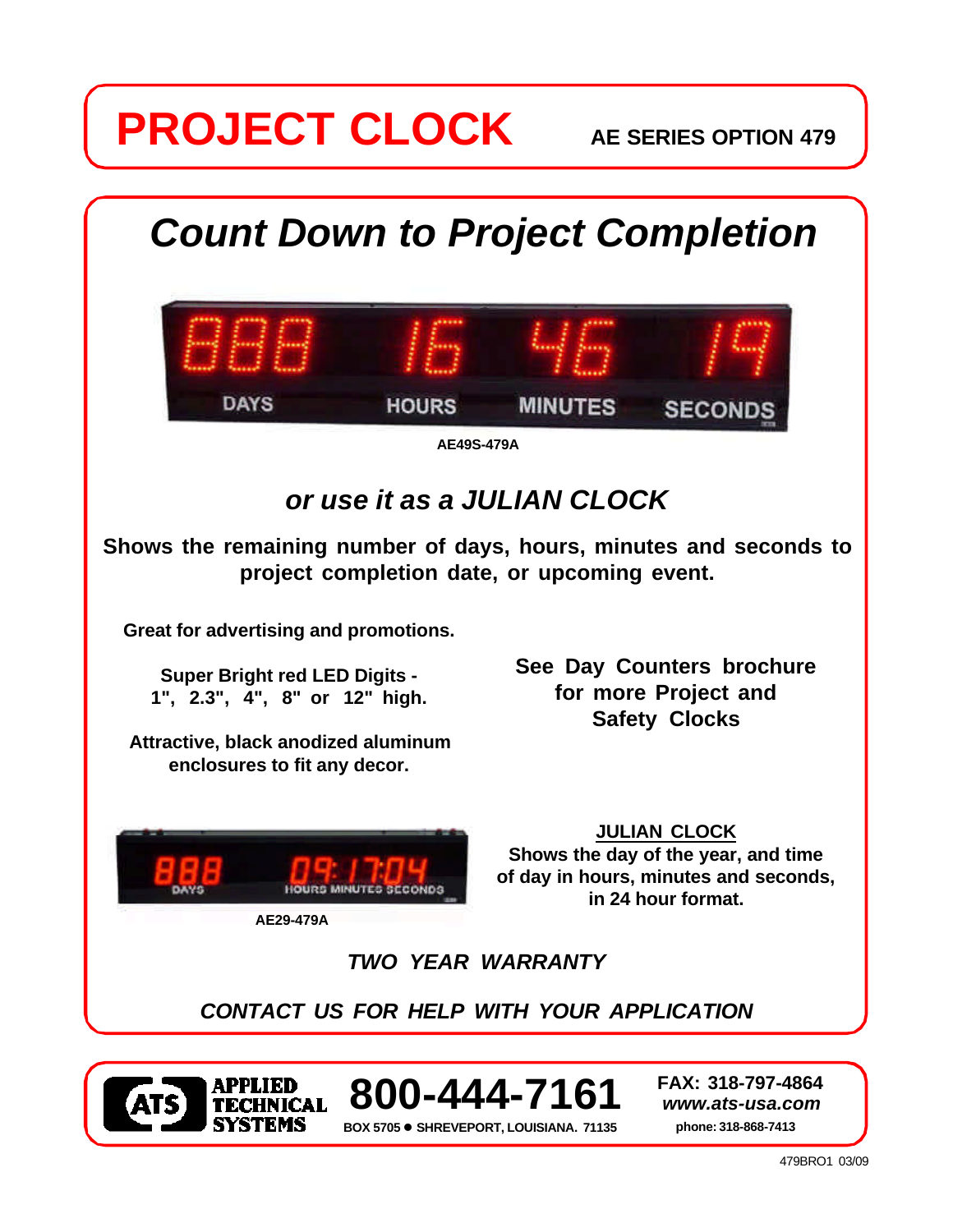# PROJECT CLOCK

**AE SERIES OPTION 479**

## *Count Down to Project Completion*

888 16 46 19

DAYS HOURS MINUTES SECONDS

**AE49S-479A**

### *or use it as a JULIAN CLOCK*

**Shows the remaining number of days, hours, minutes and seconds to project completion date, or upcoming event.**

**Great for advertising and promotions.**

**Super Bright red LED Digits - 1", 2.3", 4", 8" or 12" high.**

**Attractive, black anodized aluminum enclosures to fit any decor.**

**See Day Counters brochure for more Project and Safety Clocks**

888 09:17:04

DAYS HOURS MINUTES SECONDS

**AE29-479A**

**JULIAN CLOCK**

**Shows the day of the year, and time of day in hours, minutes and seconds, in 24 hour format.**

***TWO YEAR WARRANTY***

***CONTACT US FOR HELP WITH YOUR APPLICATION***

**ATS APPLIED TECHNICAL SYSTEMS**

**800-444-7161**

**BOX 5705 ● SHREVEPORT, LOUISIANA. 71135**

**FAX: 318-797-4864**

***www.ats-usa.com***

**phone: 318-868-7413**

479BRO1 03/09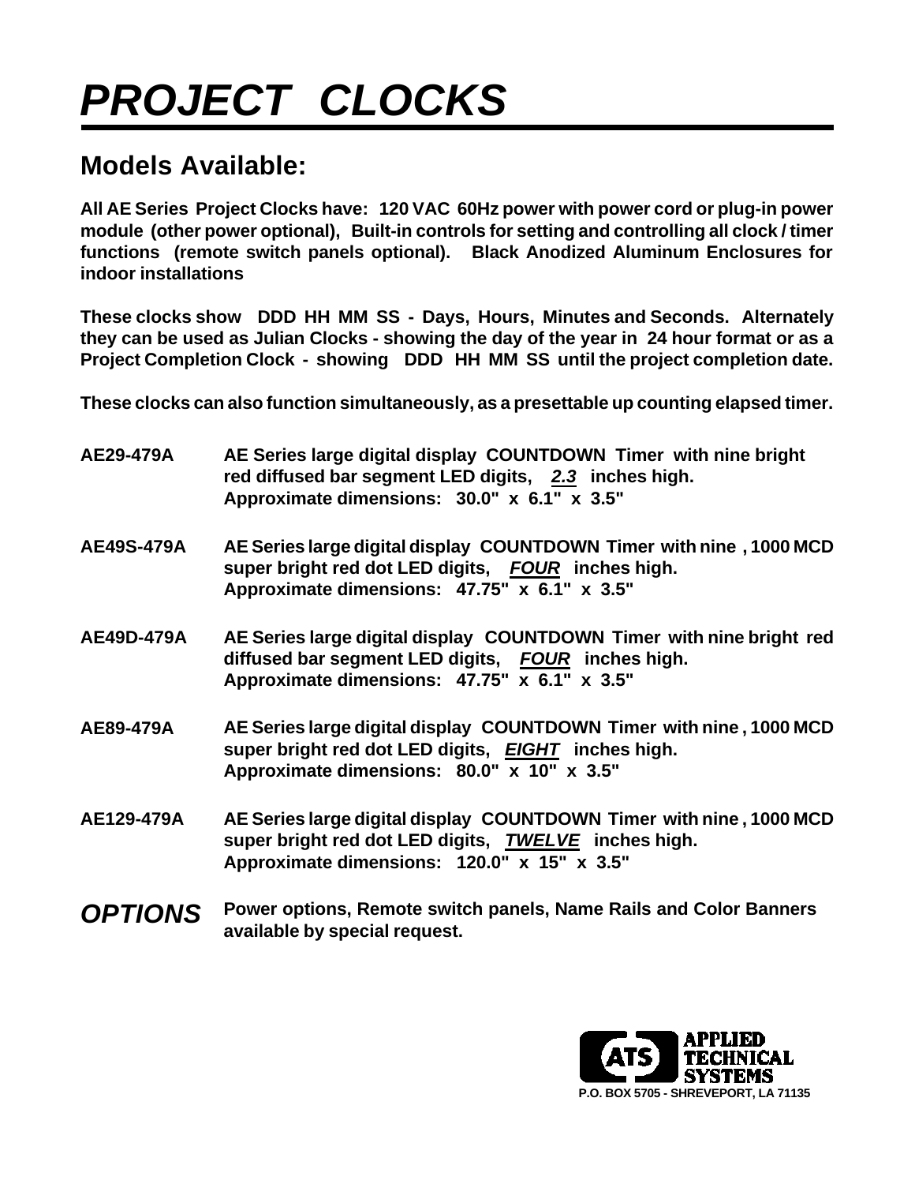# *PROJECT CLOCKS*

## Models Available:

**All AE Series Project Clocks have: 120 VAC 60Hz power with power cord or plug-in power module (other power optional), Built-in controls for setting and controlling all clock / timer functions (remote switch panels optional). Black Anodized Aluminum Enclosures for indoor installations**

**These clocks show DDD HH MM SS - Days, Hours, Minutes and Seconds. Alternately they can be used as Julian Clocks - showing the day of the year in 24 hour format or as a Project Completion Clock - showing DDD HH MM SS until the project completion date.**

**These clocks can also function simultaneously, as a presettable up counting elapsed timer.**

**AE29-479A** **AE Series large digital display COUNTDOWN Timer with nine bright red diffused bar segment LED digits, *2.3* inches high. Approximate dimensions: 30.0" x 6.1" x 3.5"**

**AE49S-479A** **AE Series large digital display COUNTDOWN Timer with nine , 1000 MCD super bright red dot LED digits, *FOUR* inches high. Approximate dimensions: 47.75" x 6.1" x 3.5"**

**AE49D-479A** **AE Series large digital display COUNTDOWN Timer with nine bright red diffused bar segment LED digits, *FOUR* inches high. Approximate dimensions: 47.75" x 6.1" x 3.5"**

**AE89-479A** **AE Series large digital display COUNTDOWN Timer with nine , 1000 MCD super bright red dot LED digits, *EIGHT* inches high. Approximate dimensions: 80.0" x 10" x 3.5"**

**AE129-479A** **AE Series large digital display COUNTDOWN Timer with nine , 1000 MCD super bright red dot LED digits, *TWELVE* inches high. Approximate dimensions: 120.0" x 15" x 3.5"**

***OPTIONS*** **Power options, Remote switch panels, Name Rails and Color Banners available by special request.**

**ATS APPLIED TECHNICAL SYSTEMS**
**P.O. BOX 5705 - SHREVEPORT, LA 71135**